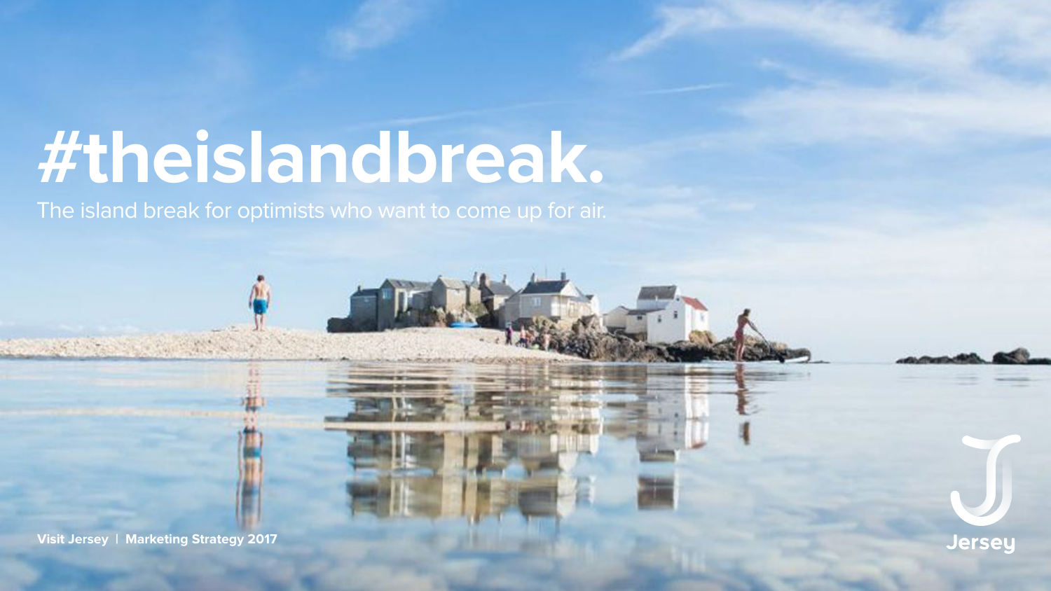# #theislandbreak.

The island break for optimists who want to come up for air.

**Visit Jersey | Marketing Strategy 2017**

Jersey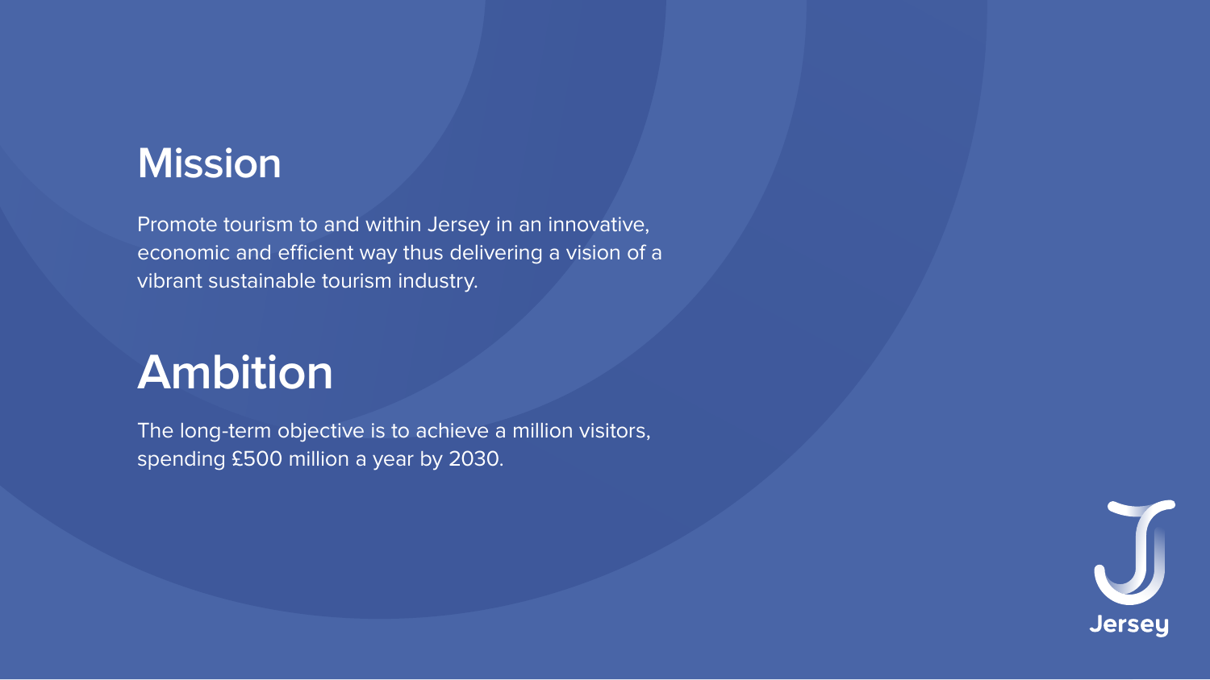## Mission

Promote tourism to and within Jersey in an innovative, economic and efficient way thus delivering a vision of a vibrant sustainable tourism industry.

## Ambition

The long-term objective is to achieve a million visitors, spending £500 million a year by 2030.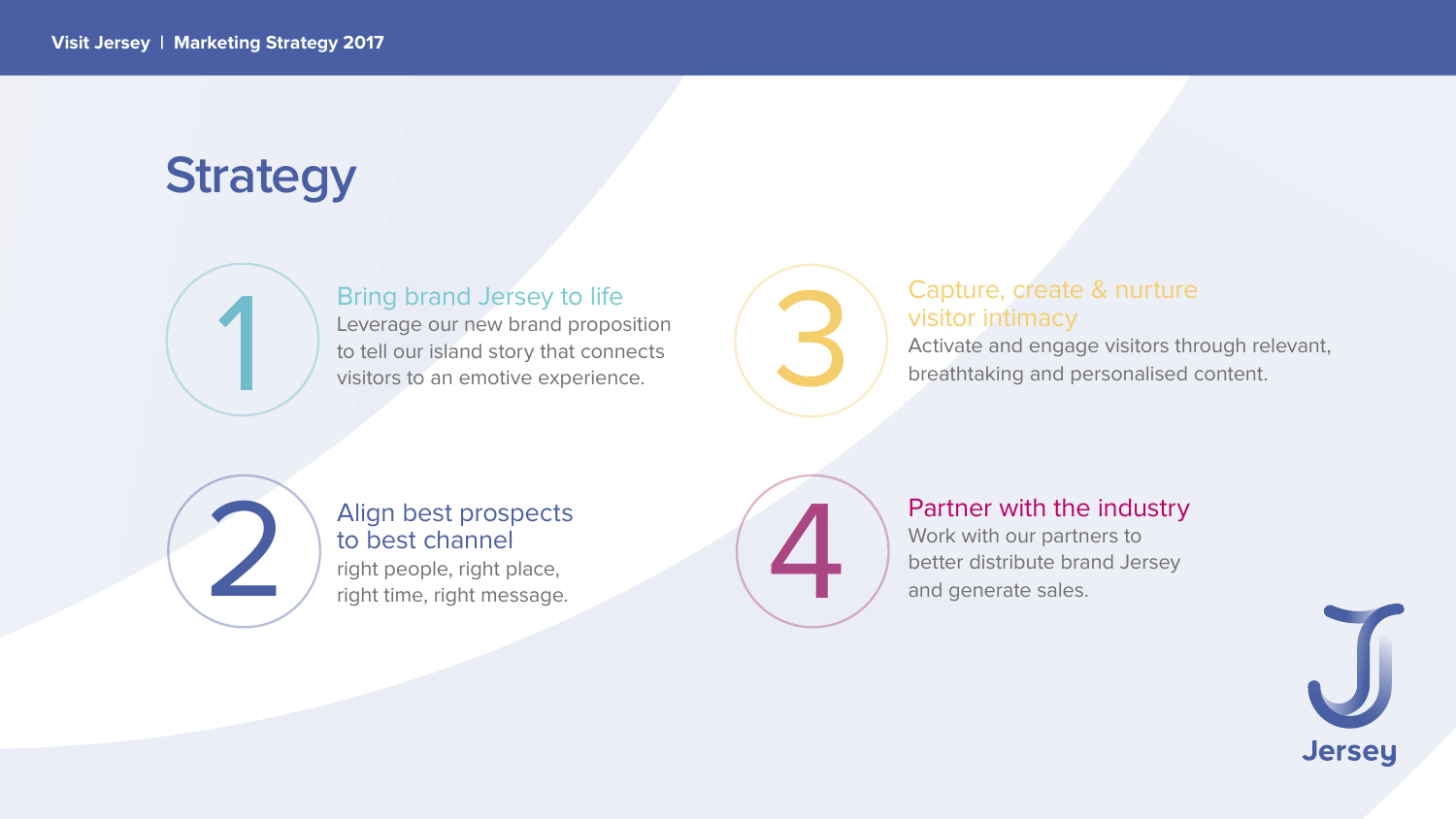# Strategy

## 1. Bring brand Jersey to life

Leverage our new brand proposition to tell our island story that connects visitors to an emotive experience.

## 2. Align best prospects to best channel

right people, right place, right time, right message.

## 3. Capture, create & nurture visitor intimacy

Activate and engage visitors through relevant, breathtaking and personalised content.

## 4. Partner with the industry

Work with our partners to better distribute brand Jersey and generate sales.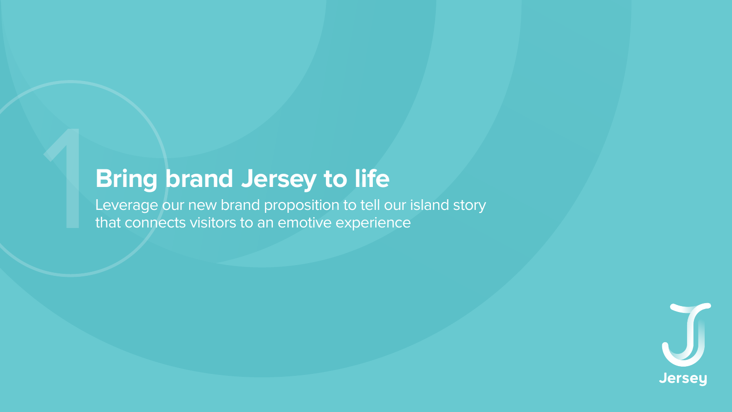# 1 Bring brand Jersey to life

Leverage our new brand proposition to tell our island story that connects visitors to an emotive experience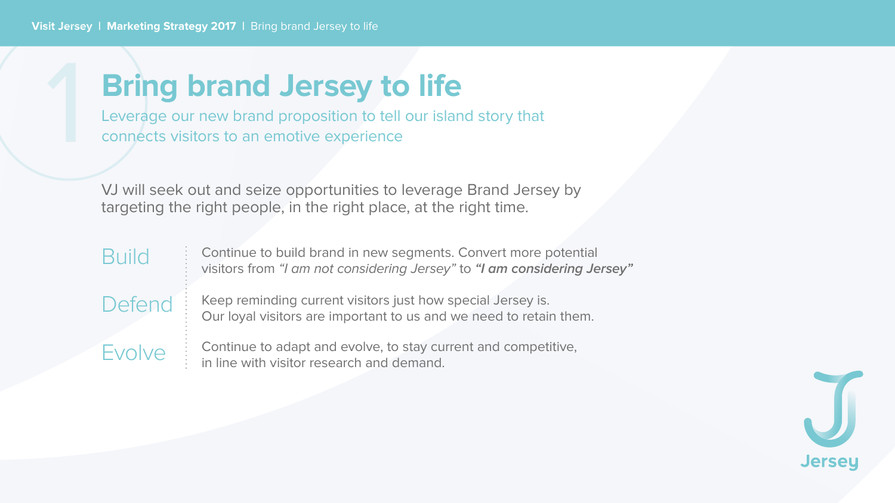# 1 Bring brand Jersey to life

Leverage our new brand proposition to tell our island story that connects visitors to an emotive experience

VJ will seek out and seize opportunities to leverage Brand Jersey by targeting the right people, in the right place, at the right time.

| | |
|---|---|
| Build | Continue to build brand in new segments. Convert more potential visitors from *"I am not considering Jersey"* to ***"I am considering Jersey"*** |
| Defend | Keep reminding current visitors just how special Jersey is. Our loyal visitors are important to us and we need to retain them. |
| Evolve | Continue to adapt and evolve, to stay current and competitive, in line with visitor research and demand. |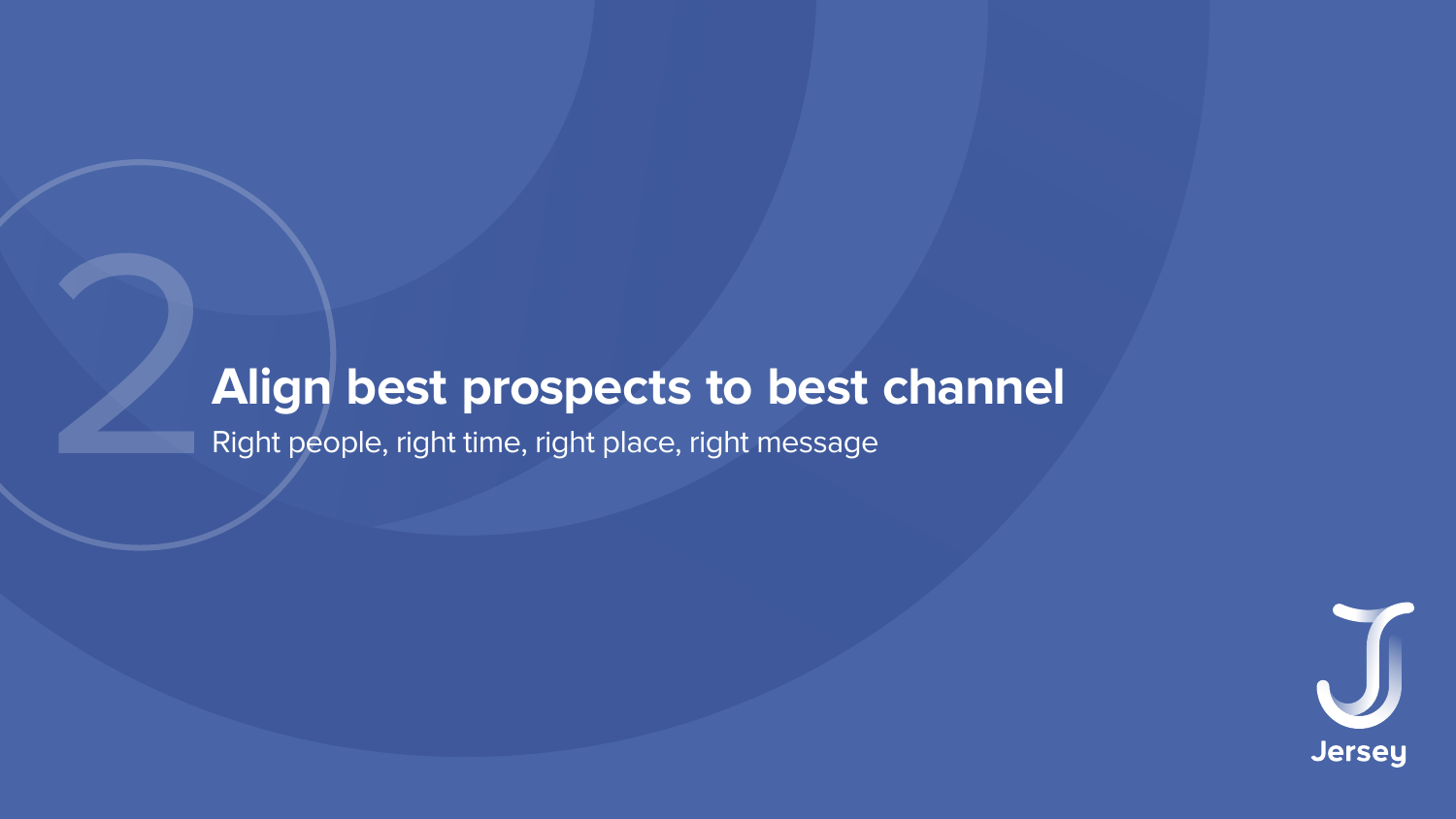# 2 Align best prospects to best channel

Right people, right time, right place, right message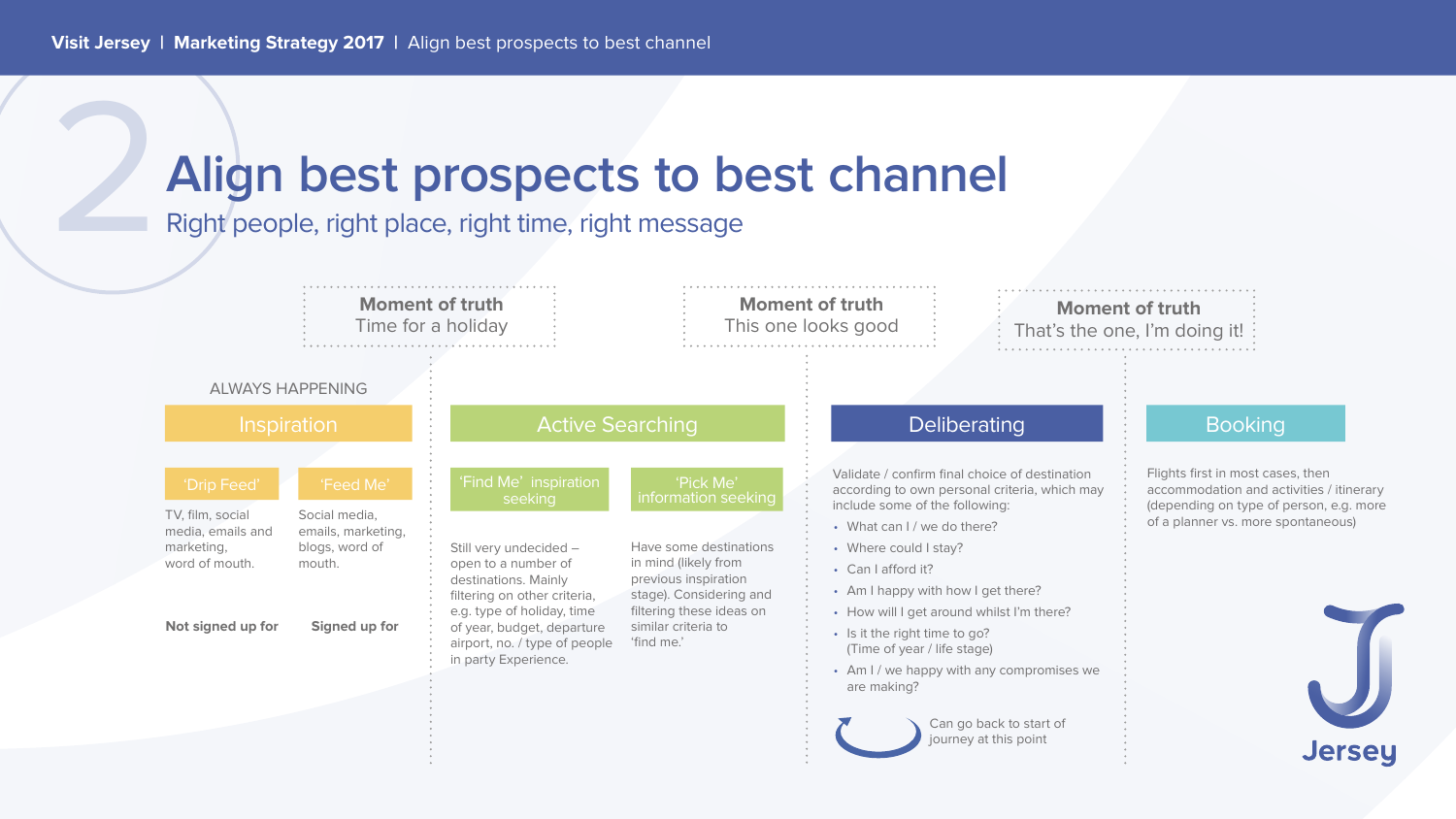# 2 Align best prospects to best channel

## Right people, right place, right time, right message

**Moment of truth**
Time for a holiday

**Moment of truth**
This one looks good

**Moment of truth**
That's the one, I'm doing it!

ALWAYS HAPPENING

### Inspiration

**'Drip Feed'**

TV, film, social media, emails and marketing, word of mouth.

**Not signed up for**

**'Feed Me'**

Social media, emails, marketing, blogs, word of mouth.

**Signed up for**

### Active Searching

**'Find Me' inspiration seeking**

Still very undecided – open to a number of destinations. Mainly filtering on other criteria, e.g. type of holiday, time of year, budget, departure airport, no. / type of people in party Experience.

**'Pick Me' information seeking**

Have some destinations in mind (likely from previous inspiration stage). Considering and filtering these ideas on similar criteria to 'find me.'

### Deliberating

Validate / confirm final choice of destination according to own personal criteria, which may include some of the following:

- What can I / we do there?
- Where could I stay?
- Can I afford it?
- Am I happy with how I get there?
- How will I get around whilst I'm there?
- Is it the right time to go? (Time of year / life stage)
- Am I / we happy with any compromises we are making?

Can go back to start of journey at this point

### Booking

Flights first in most cases, then accommodation and activities / itinerary (depending on type of person, e.g. more of a planner vs. more spontaneous)

Jersey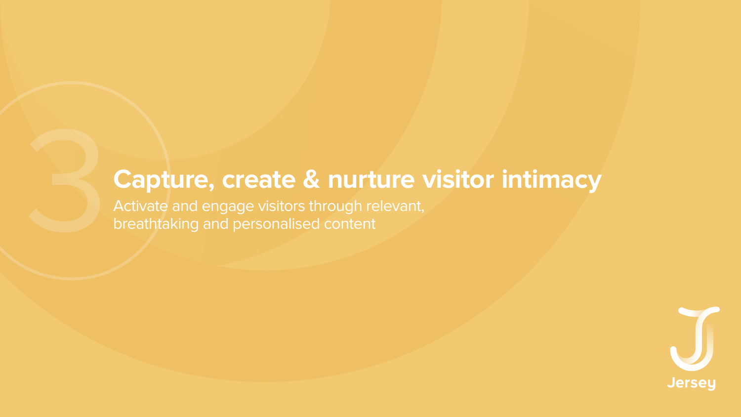# 3 Capture, create & nurture visitor intimacy

Activate and engage visitors through relevant, breathtaking and personalised content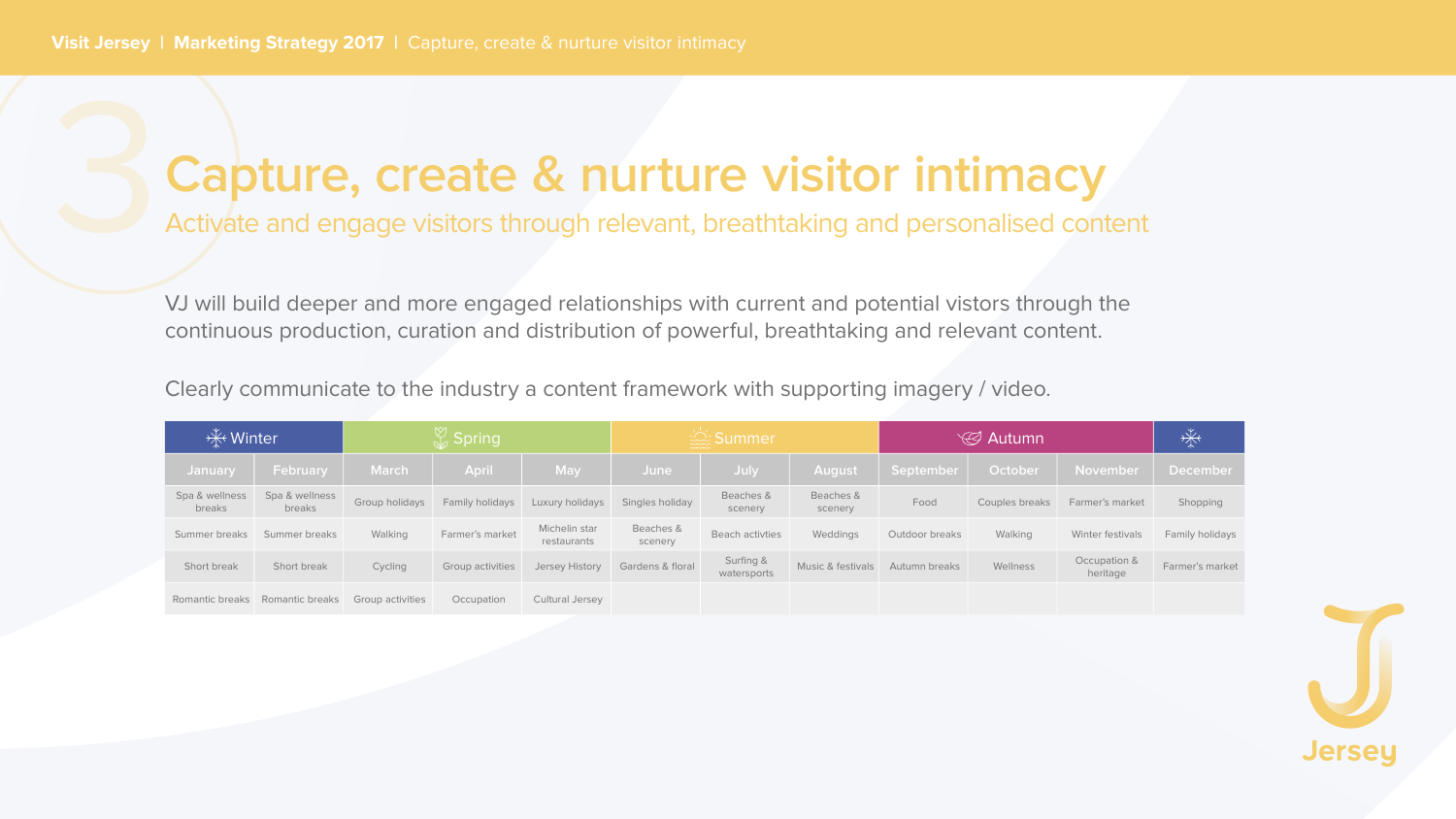# Capture, create & nurture visitor intimacy

## Activate and engage visitors through relevant, breathtaking and personalised content

VJ will build deeper and more engaged relationships with current and potential vistors through the continuous production, curation and distribution of powerful, breathtaking and relevant content.

Clearly communicate to the industry a content framework with supporting imagery / video.

| Winter | | Spring | | | Summer | | | Autumn | | | |
|---|---|---|---|---|---|---|---|---|---|---|---|
| January | February | March | April | May | June | July | August | September | October | November | December |
| Spa & wellness breaks | Spa & wellness breaks | Group holidays | Family holidays | Luxury holidays | Singles holiday | Beaches & scenery | Beaches & scenery | Food | Couples breaks | Farmer's market | Shopping |
| Summer breaks | Summer breaks | Walking | Farmer's market | Michelin star restaurants | Beaches & scenery | Beach activties | Weddings | Outdoor breaks | Walking | Winter festivals | Family holidays |
| Short break | Short break | Cycling | Group activities | Jersey History | Gardens & floral | Surfing & watersports | Music & festivals | Autumn breaks | Wellness | Occupation & heritage | Farmer's market |
| Romantic breaks | Romantic breaks | Group activities | Occupation | Cultural Jersey | | | | | | | |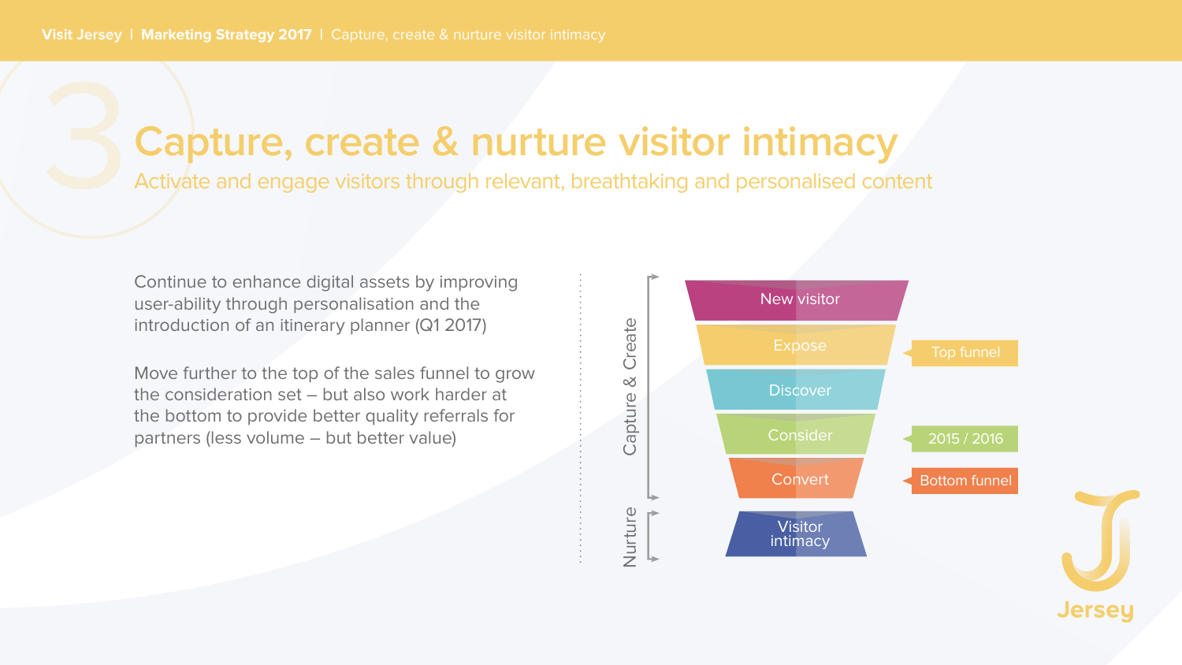# Capture, create & nurture visitor intimacy

## Activate and engage visitors through relevant, breathtaking and personalised content

Continue to enhance digital assets by improving user-ability through personalisation and the introduction of an itinerary planner (Q1 2017)

Move further to the top of the sales funnel to grow the consideration set – but also work harder at the bottom to provide better quality referrals for partners (less volume – but better value)

Capture & Create

- New visitor
- Expose — Top funnel
- Discover
- Consider — 2015 / 2016
- Convert — Bottom funnel

Nurture

- Visitor intimacy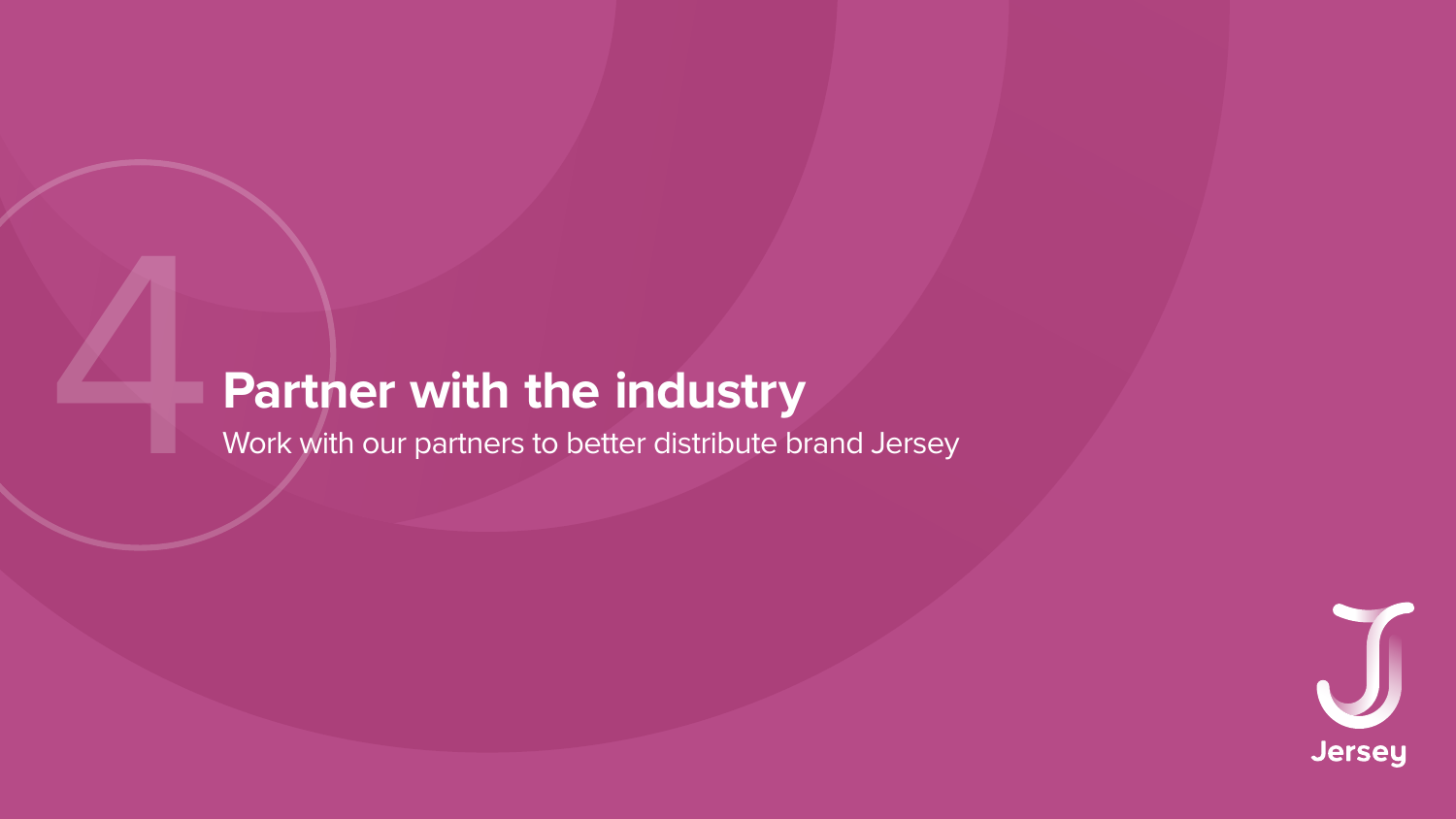# 4 Partner with the industry

Work with our partners to better distribute brand Jersey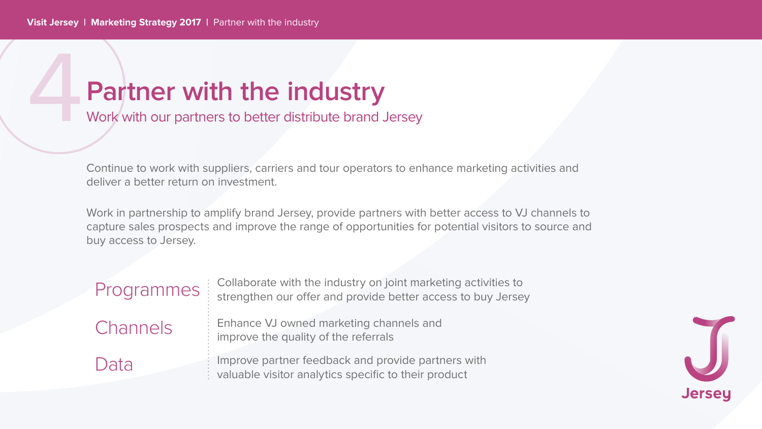# 4 Partner with the industry

## Work with our partners to better distribute brand Jersey

Continue to work with suppliers, carriers and tour operators to enhance marketing activities and deliver a better return on investment.

Work in partnership to amplify brand Jersey, provide partners with better access to VJ channels to capture sales prospects and improve the range of opportunities for potential visitors to source and buy access to Jersey.

| | |
|---|---|
| Programmes | Collaborate with the industry on joint marketing activities to strengthen our offer and provide better access to buy Jersey |
| Channels | Enhance VJ owned marketing channels and improve the quality of the referrals |
| Data | Improve partner feedback and provide partners with valuable visitor analytics specific to their product |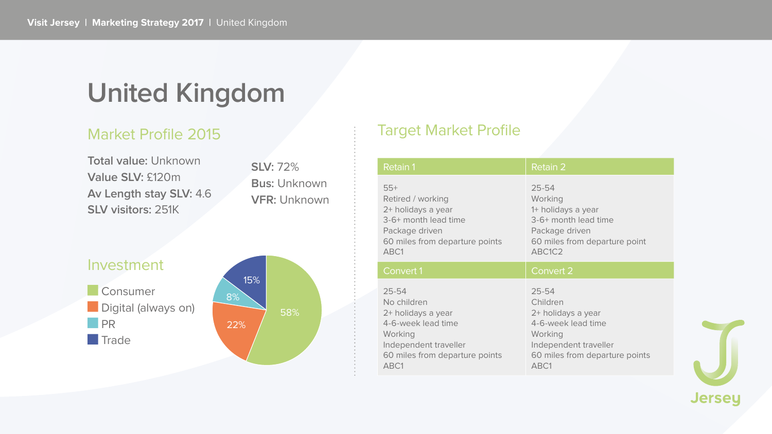# United Kingdom

## Market Profile 2015

**Total value:** Unknown
**Value SLV:** £120m
**Av Length stay SLV:** 4.6
**SLV visitors:** 251K

**SLV:** 72%
**Bus:** Unknown
**VFR:** Unknown

## Investment

- Consumer: 58%
- Digital (always on): 22%
- PR: 8%
- Trade: 15%

## Target Market Profile

| Retain 1 | Retain 2 |
| --- | --- |
| 55+<br>Retired / working<br>2+ holidays a year<br>3-6+ month lead time<br>Package driven<br>60 miles from departure points<br>ABC1 | 25-54<br>Working<br>1+ holidays a year<br>3-6+ month lead time<br>Package driven<br>60 miles from departure point<br>ABC1C2 |
| **Convert 1** | **Convert 2** |
| 25-54<br>No children<br>2+ holidays a year<br>4-6-week lead time<br>Working<br>Independent traveller<br>60 miles from departure points<br>ABC1 | 25-54<br>Children<br>2+ holidays a year<br>4-6-week lead time<br>Working<br>Independent traveller<br>60 miles from departure points<br>ABC1 |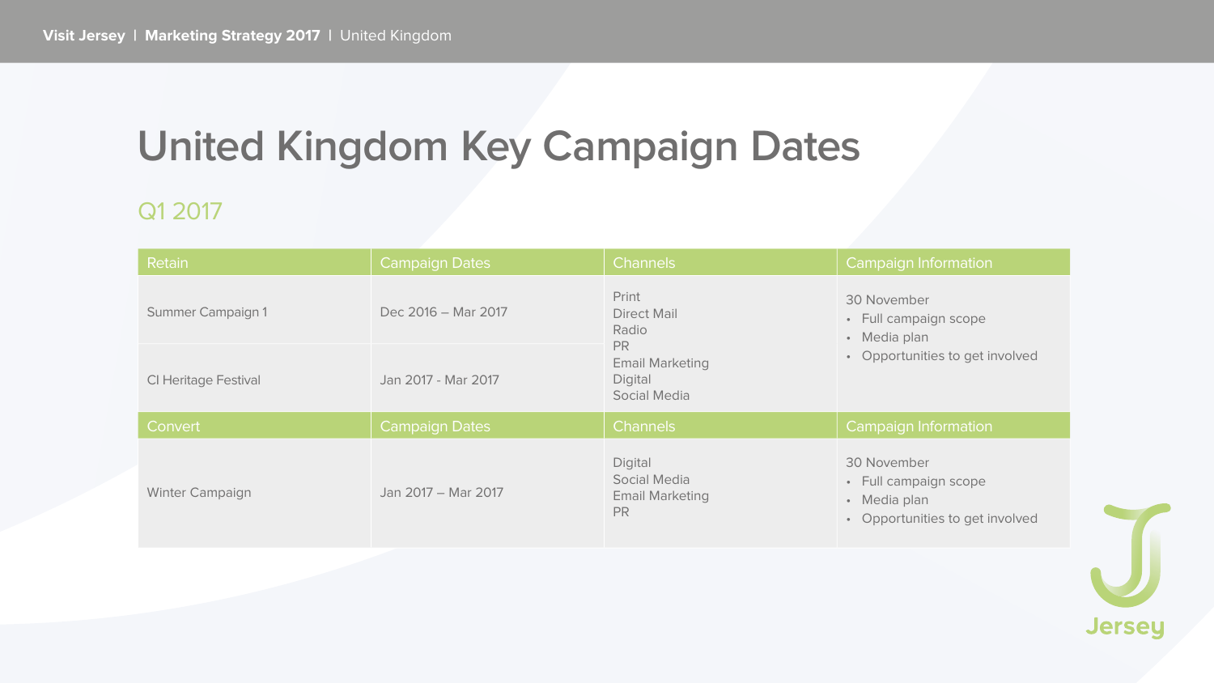# United Kingdom Key Campaign Dates

## Q1 2017

| Retain | Campaign Dates | Channels | Campaign Information |
| --- | --- | --- | --- |
| Summer Campaign 1 | Dec 2016 – Mar 2017 | Print<br>Direct Mail<br>Radio<br>PR<br>Email Marketing<br>Digital<br>Social Media | 30 November<br>• Full campaign scope<br>• Media plan<br>• Opportunities to get involved |
| CI Heritage Festival | Jan 2017 - Mar 2017 | | |
| **Convert** | **Campaign Dates** | **Channels** | **Campaign Information** |
| Winter Campaign | Jan 2017 – Mar 2017 | Digital<br>Social Media<br>Email Marketing<br>PR | 30 November<br>• Full campaign scope<br>• Media plan<br>• Opportunities to get involved |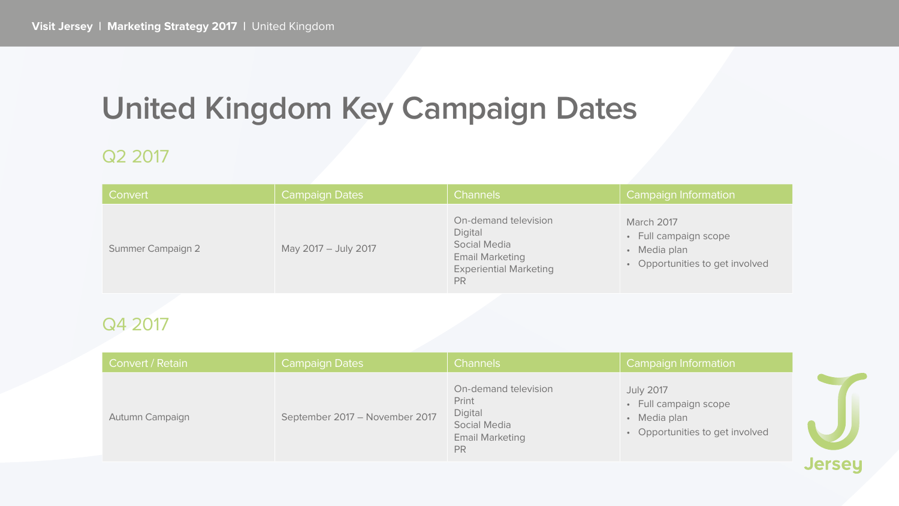# United Kingdom Key Campaign Dates

## Q2 2017

| Convert | Campaign Dates | Channels | Campaign Information |
|---|---|---|---|
| Summer Campaign 2 | May 2017 – July 2017 | On-demand television<br>Digital<br>Social Media<br>Email Marketing<br>Experiential Marketing<br>PR | March 2017<br>• Full campaign scope<br>• Media plan<br>• Opportunities to get involved |

## Q4 2017

| Convert / Retain | Campaign Dates | Channels | Campaign Information |
|---|---|---|---|
| Autumn Campaign | September 2017 – November 2017 | On-demand television<br>Print<br>Digital<br>Social Media<br>Email Marketing<br>PR | July 2017<br>• Full campaign scope<br>• Media plan<br>• Opportunities to get involved |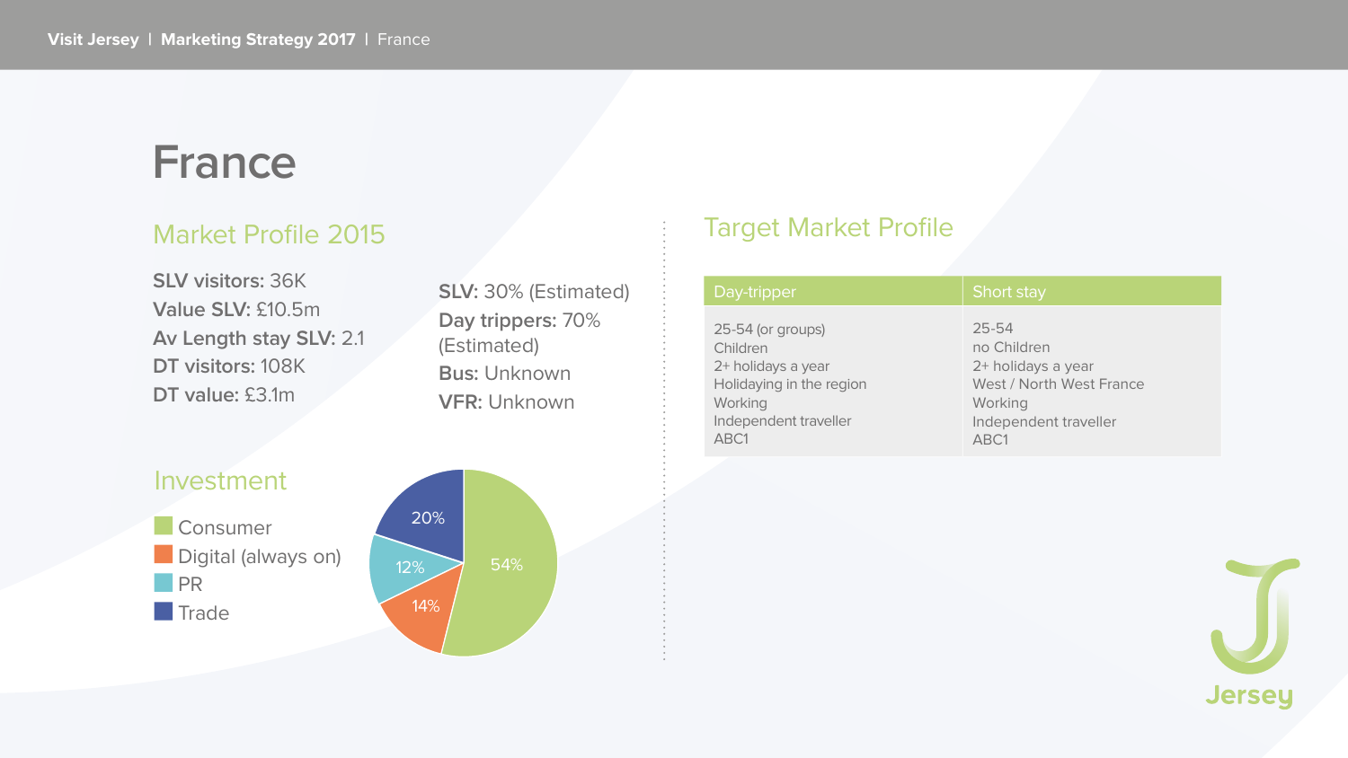# France

## Market Profile 2015

**SLV visitors:** 36K
**Value SLV:** £10.5m
**Av Length stay SLV:** 2.1
**DT visitors:** 108K
**DT value:** £3.1m

**SLV:** 30% (Estimated)
**Day trippers:** 70% (Estimated)
**Bus:** Unknown
**VFR:** Unknown

## Investment

- Consumer: 54%
- Digital (always on): 14%
- PR: 12%
- Trade: 20%

## Target Market Profile

| Day-tripper | Short stay |
|---|---|
| 25-54 (or groups)<br>Children<br>2+ holidays a year<br>Holidaying in the region<br>Working<br>Independent traveller<br>ABC1 | 25-54<br>no Children<br>2+ holidays a year<br>West / North West France<br>Working<br>Independent traveller<br>ABC1 |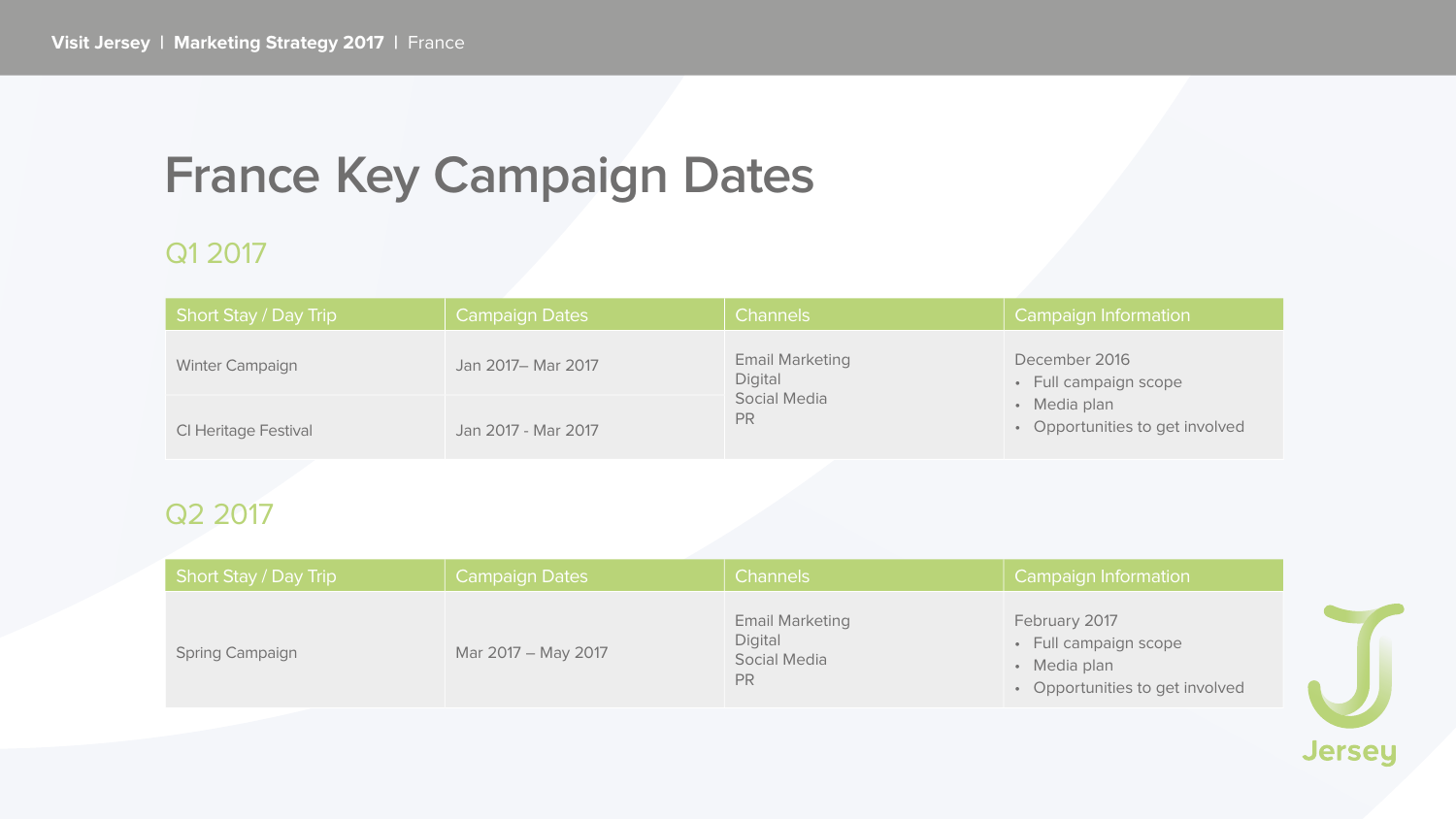# France Key Campaign Dates

## Q1 2017

| Short Stay / Day Trip | Campaign Dates | Channels | Campaign Information |
|---|---|---|---|
| Winter Campaign | Jan 2017– Mar 2017 | Email Marketing<br>Digital<br>Social Media<br>PR | December 2016<br>• Full campaign scope<br>• Media plan<br>• Opportunities to get involved |
| CI Heritage Festival | Jan 2017 - Mar 2017 | | |

## Q2 2017

| Short Stay / Day Trip | Campaign Dates | Channels | Campaign Information |
|---|---|---|---|
| Spring Campaign | Mar 2017 – May 2017 | Email Marketing<br>Digital<br>Social Media<br>PR | February 2017<br>• Full campaign scope<br>• Media plan<br>• Opportunities to get involved |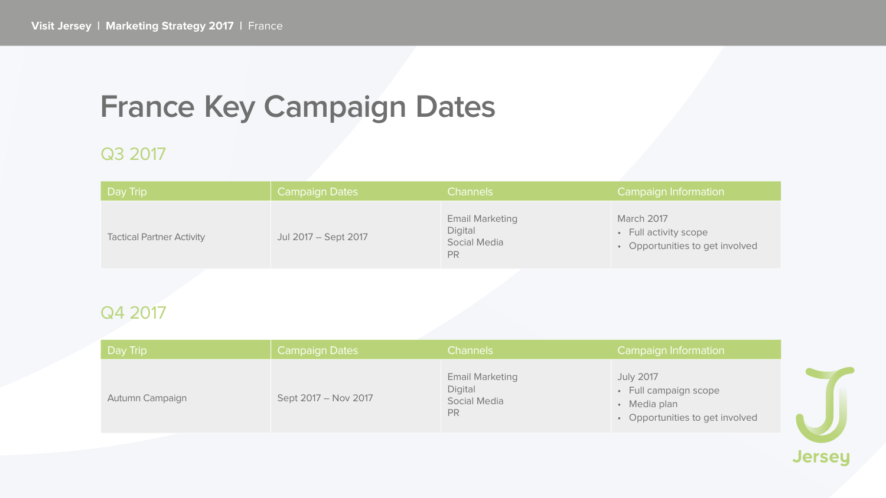# France Key Campaign Dates

## Q3 2017

| Day Trip | Campaign Dates | Channels | Campaign Information |
| --- | --- | --- | --- |
| Tactical Partner Activity | Jul 2017 – Sept 2017 | Email Marketing<br>Digital<br>Social Media<br>PR | March 2017<br>• Full activity scope<br>• Opportunities to get involved |

## Q4 2017

| Day Trip | Campaign Dates | Channels | Campaign Information |
| --- | --- | --- | --- |
| Autumn Campaign | Sept 2017 – Nov 2017 | Email Marketing<br>Digital<br>Social Media<br>PR | July 2017<br>• Full campaign scope<br>• Media plan<br>• Opportunities to get involved |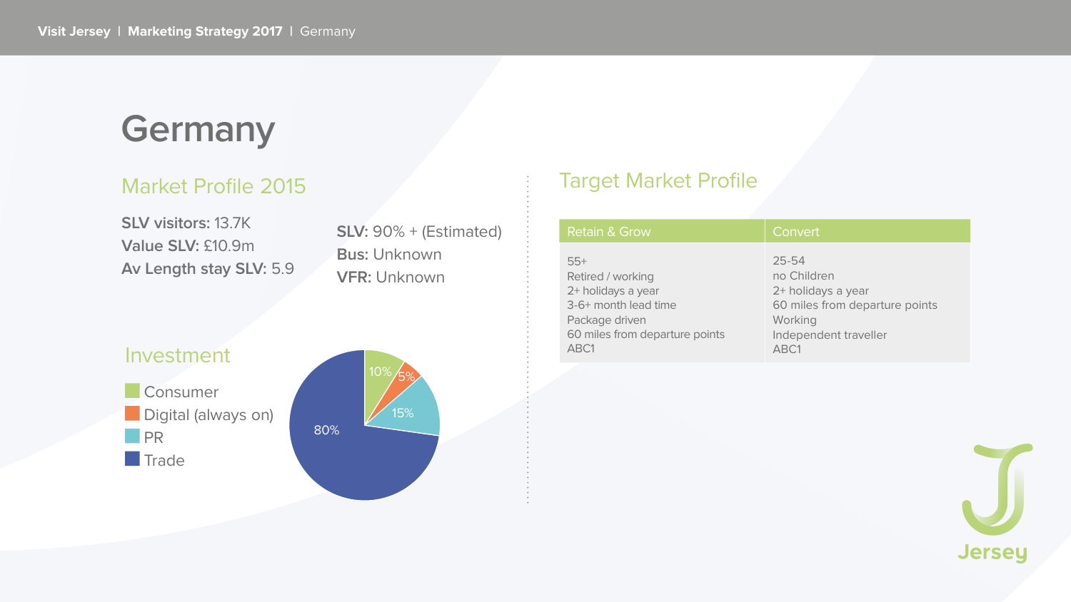# Germany

## Market Profile 2015

**SLV visitors:** 13.7K
**Value SLV:** £10.9m
**Av Length stay SLV:** 5.9

**SLV:** 90% + (Estimated)
**Bus:** Unknown
**VFR:** Unknown

## Investment

- Consumer: 10%
- Digital (always on): 5%
- PR: 15%
- Trade: 80%

## Target Market Profile

| Retain & Grow | Convert |
|---|---|
| 55+<br>Retired / working<br>2+ holidays a year<br>3-6+ month lead time<br>Package driven<br>60 miles from departure points<br>ABC1 | 25-54<br>no Children<br>2+ holidays a year<br>60 miles from departure points<br>Working<br>Independent traveller<br>ABC1 |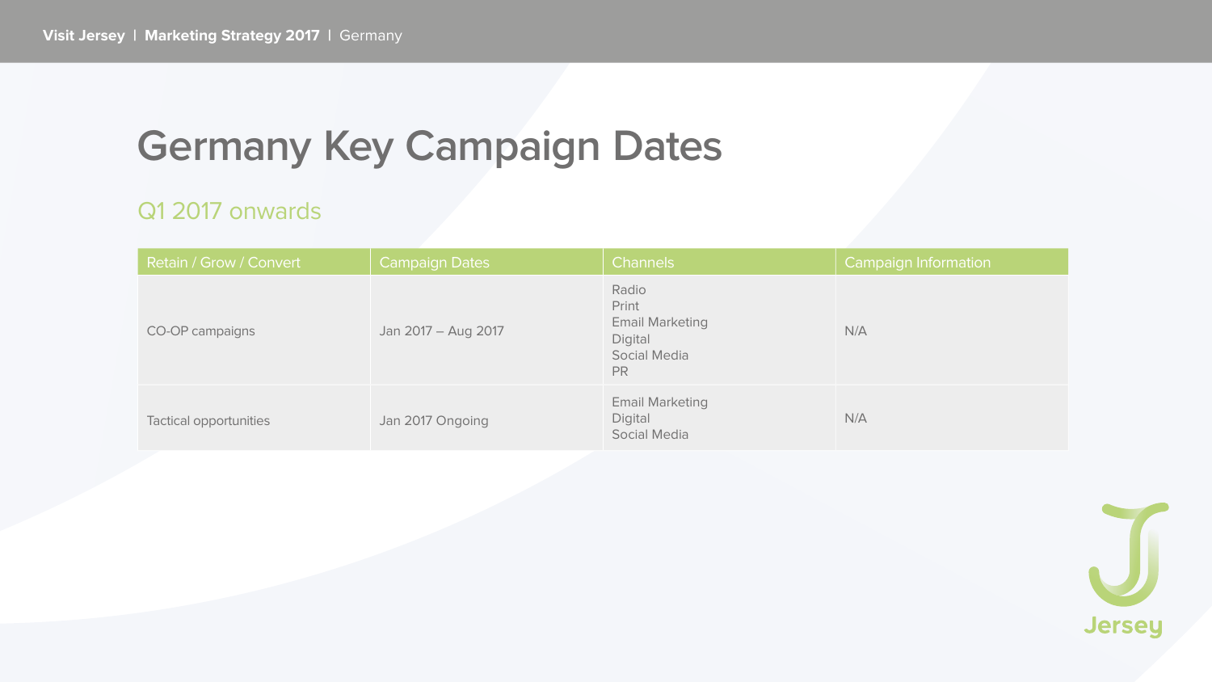# Germany Key Campaign Dates

## Q1 2017 onwards

| Retain / Grow / Convert | Campaign Dates | Channels | Campaign Information |
|---|---|---|---|
| CO-OP campaigns | Jan 2017 – Aug 2017 | Radio<br>Print<br>Email Marketing<br>Digital<br>Social Media<br>PR | N/A |
| Tactical opportunities | Jan 2017 Ongoing | Email Marketing<br>Digital<br>Social Media | N/A |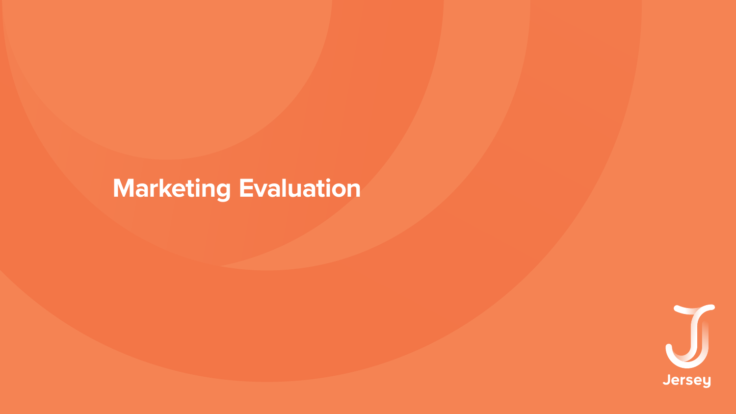# Marketing Evaluation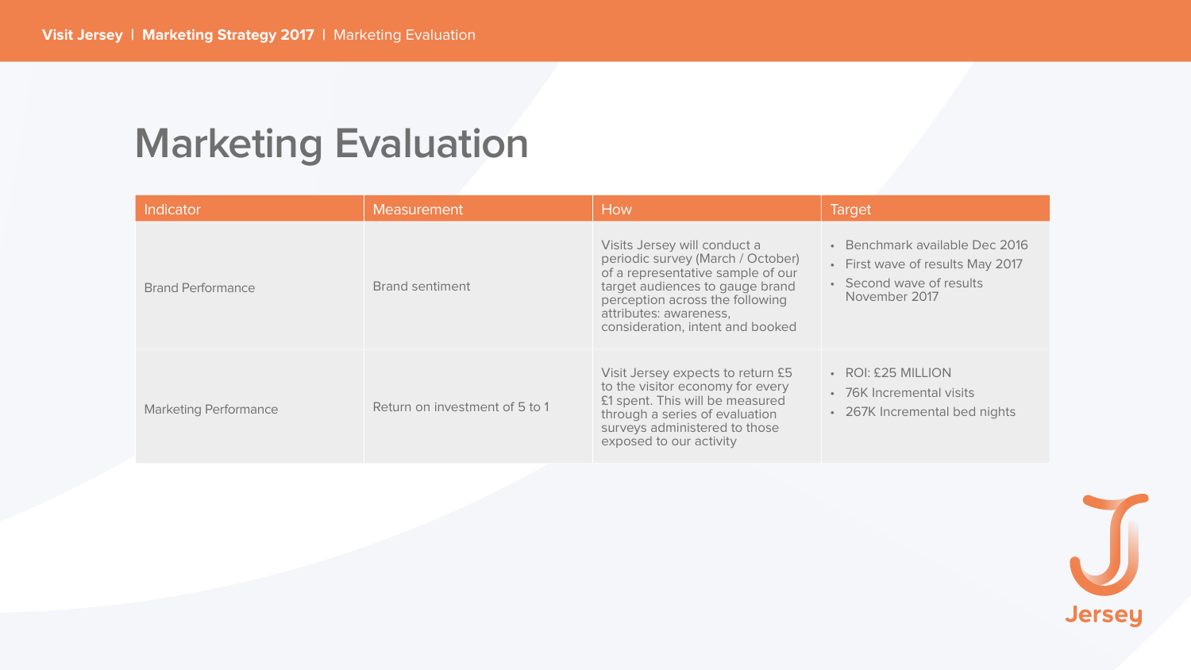# Marketing Evaluation

| Indicator | Measurement | How | Target |
|---|---|---|---|
| Brand Performance | Brand sentiment | Visits Jersey will conduct a periodic survey (March / October) of a representative sample of our target audiences to gauge brand perception across the following attributes: awareness, consideration, intent and booked | • Benchmark available Dec 2016<br>• First wave of results May 2017<br>• Second wave of results November 2017 |
| Marketing Performance | Return on investment of 5 to 1 | Visit Jersey expects to return £5 to the visitor economy for every £1 spent. This will be measured through a series of evaluation surveys administered to those exposed to our activity | • ROI: £25 MILLION<br>• 76K Incremental visits<br>• 267K Incremental bed nights |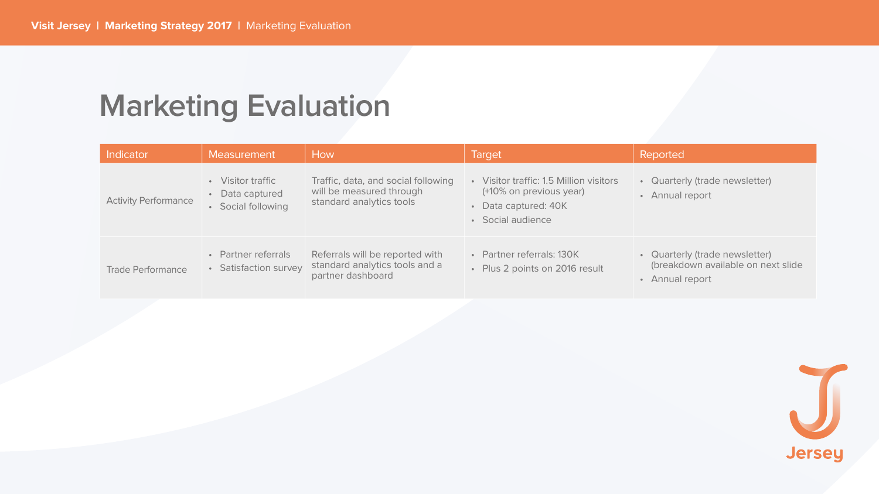# Marketing Evaluation

| Indicator | Measurement | How | Target | Reported |
|---|---|---|---|---|
| Activity Performance | • Visitor traffic<br>• Data captured<br>• Social following | Traffic, data, and social following will be measured through standard analytics tools | • Visitor traffic: 1.5 Million visitors (+10% on previous year)<br>• Data captured: 40K<br>• Social audience | • Quarterly (trade newsletter)<br>• Annual report |
| Trade Performance | • Partner referrals<br>• Satisfaction survey | Referrals will be reported with standard analytics tools and a partner dashboard | • Partner referrals: 130K<br>• Plus 2 points on 2016 result | • Quarterly (trade newsletter) (breakdown available on next slide<br>• Annual report |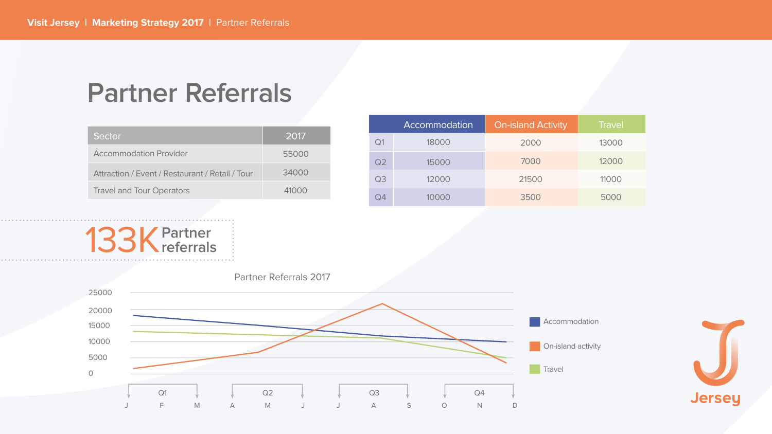# Partner Referrals

| Sector | 2017 |
|---|---|
| Accommodation Provider | 55000 |
| Attraction / Event / Restaurant / Retail / Tour | 34000 |
| Travel and Tour Operators | 41000 |

| | Accommodation | On-island Activity | Travel |
|---|---|---|---|
| Q1 | 18000 | 2000 | 13000 |
| Q2 | 15000 | 7000 | 12000 |
| Q3 | 12000 | 21500 | 11000 |
| Q4 | 10000 | 3500 | 5000 |

**133K** Partner referrals

Partner Referrals 2017

25000
20000
15000
10000
5000
0

Q1 Q2 Q3 Q4

J F M A M J J A S O N D

Accommodation
On-island activity
Travel

Jersey